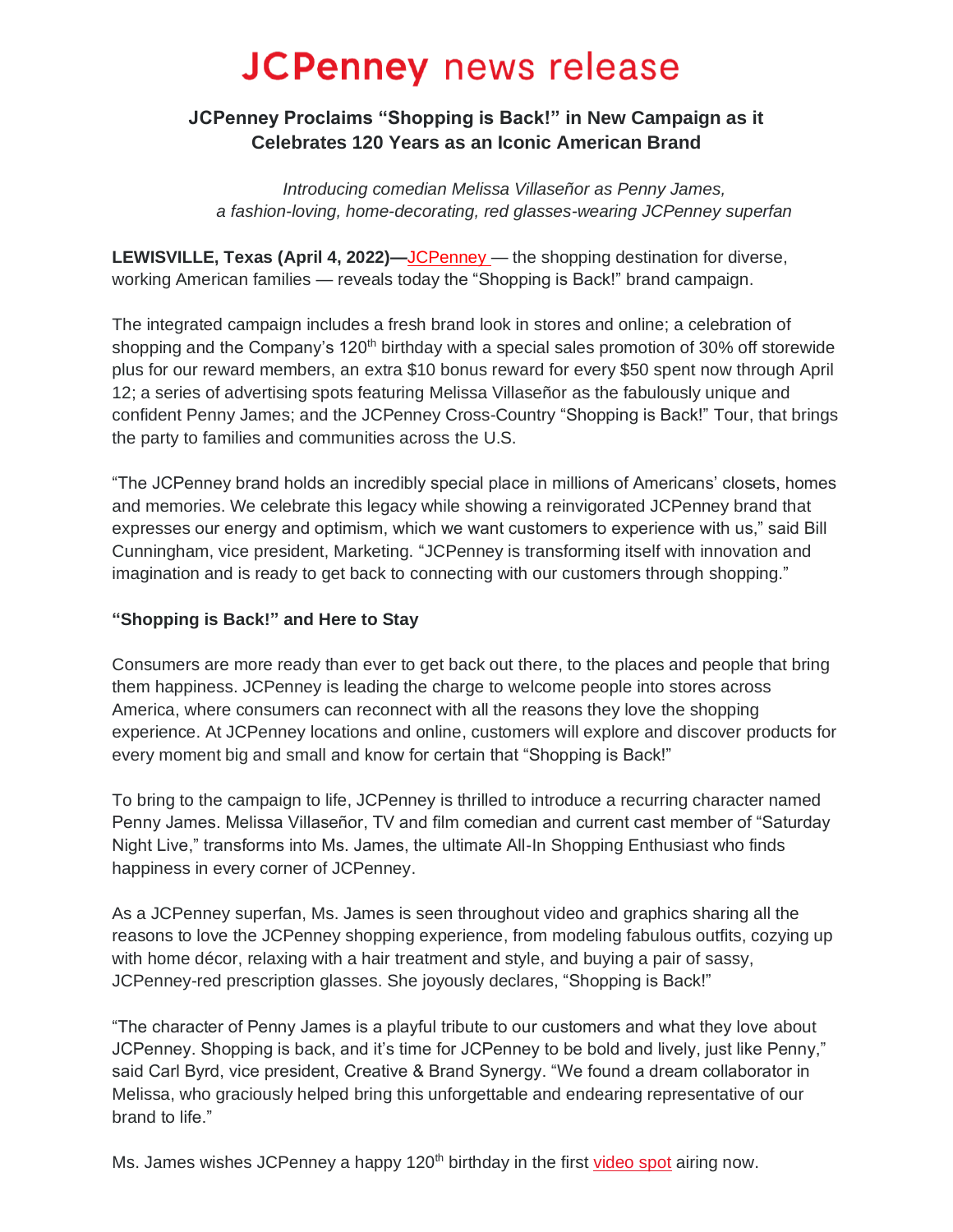# JCPenney news release

## JCPenney Proclaims "Shopping is Back!" in New Campaign as it Celebrates 120 Years as an Iconic American Brand

*Introducing comedian Melissa Villaseñor as Penny James, a fashion-loving, home-decorating, red glasses-wearing JCPenney superfan*

**LEWISVILLE, Texas (April 4, 2022)—**JCPenney — the shopping destination for diverse, working American families — reveals today the "Shopping is Back!" brand campaign.

The integrated campaign includes a fresh brand look in stores and online; a celebration of shopping and the Company's 120th birthday with a special sales promotion of 30% off storewide plus for our reward members, an extra $10 bonus reward for every $50 spent now through April 12; a series of advertising spots featuring Melissa Villaseñor as the fabulously unique and confident Penny James; and the JCPenney Cross-Country "Shopping is Back!" Tour, that brings the party to families and communities across the U.S.

"The JCPenney brand holds an incredibly special place in millions of Americans' closets, homes and memories. We celebrate this legacy while showing a reinvigorated JCPenney brand that expresses our energy and optimism, which we want customers to experience with us," said Bill Cunningham, vice president, Marketing. "JCPenney is transforming itself with innovation and imagination and is ready to get back to connecting with our customers through shopping."

**"Shopping is Back!" and Here to Stay**

Consumers are more ready than ever to get back out there, to the places and people that bring them happiness. JCPenney is leading the charge to welcome people into stores across America, where consumers can reconnect with all the reasons they love the shopping experience. At JCPenney locations and online, customers will explore and discover products for every moment big and small and know for certain that "Shopping is Back!"

To bring to the campaign to life, JCPenney is thrilled to introduce a recurring character named Penny James. Melissa Villaseñor, TV and film comedian and current cast member of "Saturday Night Live," transforms into Ms. James, the ultimate All-In Shopping Enthusiast who finds happiness in every corner of JCPenney.

As a JCPenney superfan, Ms. James is seen throughout video and graphics sharing all the reasons to love the JCPenney shopping experience, from modeling fabulous outfits, cozying up with home décor, relaxing with a hair treatment and style, and buying a pair of sassy, JCPenney-red prescription glasses. She joyously declares, "Shopping is Back!"

"The character of Penny James is a playful tribute to our customers and what they love about JCPenney. Shopping is back, and it's time for JCPenney to be bold and lively, just like Penny," said Carl Byrd, vice president, Creative & Brand Synergy. "We found a dream collaborator in Melissa, who graciously helped bring this unforgettable and endearing representative of our brand to life."

Ms. James wishes JCPenney a happy 120th birthday in the first video spot airing now.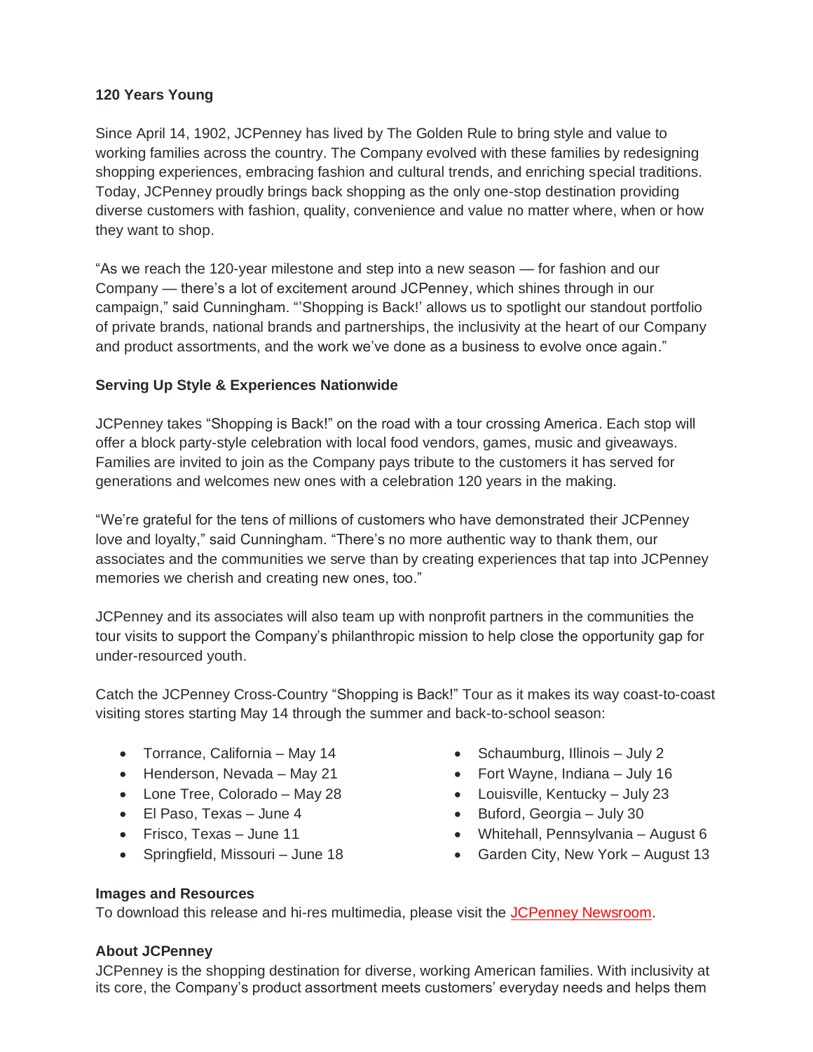**120 Years Young**

Since April 14, 1902, JCPenney has lived by The Golden Rule to bring style and value to working families across the country. The Company evolved with these families by redesigning shopping experiences, embracing fashion and cultural trends, and enriching special traditions. Today, JCPenney proudly brings back shopping as the only one-stop destination providing diverse customers with fashion, quality, convenience and value no matter where, when or how they want to shop.

"As we reach the 120-year milestone and step into a new season — for fashion and our Company — there's a lot of excitement around JCPenney, which shines through in our campaign," said Cunningham. "'Shopping is Back!' allows us to spotlight our standout portfolio of private brands, national brands and partnerships, the inclusivity at the heart of our Company and product assortments, and the work we've done as a business to evolve once again."

**Serving Up Style & Experiences Nationwide**

JCPenney takes "Shopping is Back!" on the road with a tour crossing America. Each stop will offer a block party-style celebration with local food vendors, games, music and giveaways. Families are invited to join as the Company pays tribute to the customers it has served for generations and welcomes new ones with a celebration 120 years in the making.

"We're grateful for the tens of millions of customers who have demonstrated their JCPenney love and loyalty," said Cunningham. "There's no more authentic way to thank them, our associates and the communities we serve than by creating experiences that tap into JCPenney memories we cherish and creating new ones, too."

JCPenney and its associates will also team up with nonprofit partners in the communities the tour visits to support the Company's philanthropic mission to help close the opportunity gap for under-resourced youth.

Catch the JCPenney Cross-Country "Shopping is Back!" Tour as it makes its way coast-to-coast visiting stores starting May 14 through the summer and back-to-school season:

- Torrance, California – May 14
- Henderson, Nevada – May 21
- Lone Tree, Colorado – May 28
- El Paso, Texas – June 4
- Frisco, Texas – June 11
- Springfield, Missouri – June 18
- Schaumburg, Illinois – July 2
- Fort Wayne, Indiana – July 16
- Louisville, Kentucky – July 23
- Buford, Georgia – July 30
- Whitehall, Pennsylvania – August 6
- Garden City, New York – August 13

**Images and Resources**

To download this release and hi-res multimedia, please visit the JCPenney Newsroom.

**About JCPenney**

JCPenney is the shopping destination for diverse, working American families. With inclusivity at its core, the Company's product assortment meets customers' everyday needs and helps them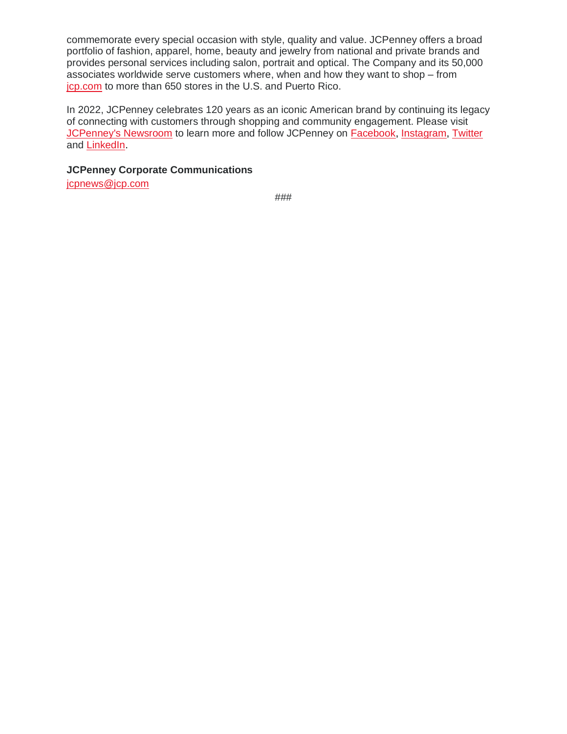commemorate every special occasion with style, quality and value. JCPenney offers a broad portfolio of fashion, apparel, home, beauty and jewelry from national and private brands and provides personal services including salon, portrait and optical. The Company and its 50,000 associates worldwide serve customers where, when and how they want to shop – from jcp.com to more than 650 stores in the U.S. and Puerto Rico.

In 2022, JCPenney celebrates 120 years as an iconic American brand by continuing its legacy of connecting with customers through shopping and community engagement. Please visit JCPenney's Newsroom to learn more and follow JCPenney on Facebook, Instagram, Twitter and LinkedIn.

**JCPenney Corporate Communications**

jcpnews@jcp.com

###